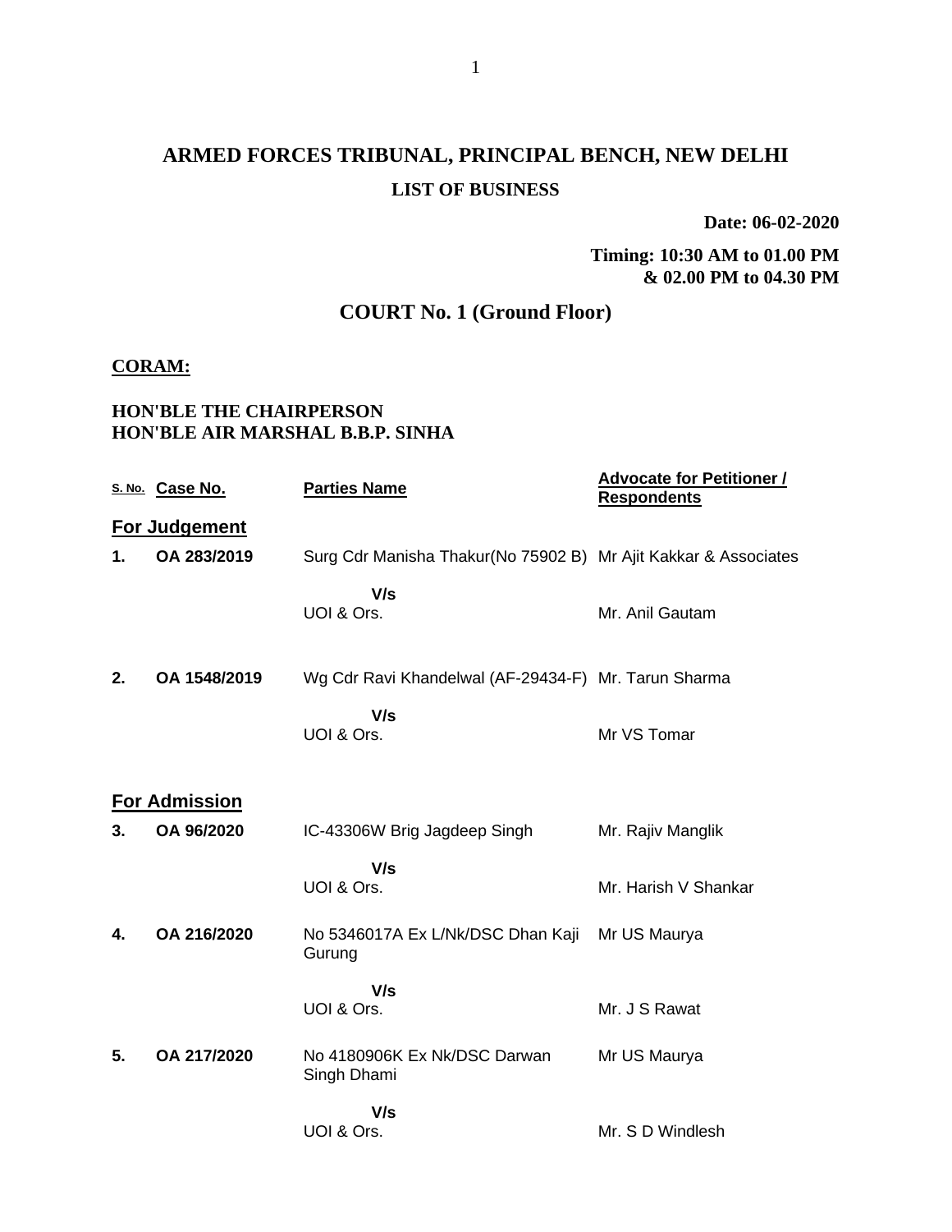# ARMED FORCES TRIBUNAL, PRINCIPAL BENCH, NEW DELHI

## LIST OF BUSINESS

**Date: 06-02-2020**

**Timing: 10:30 AM to 01.00 PM & 02.00 PM to 04.30 PM**

## COURT No. 1 (Ground Floor)

**CORAM:**

**HON'BLE THE CHAIRPERSON**
**HON'BLE AIR MARSHAL B.B.P. SINHA**

| S. No. | Case No. | Parties Name | Advocate for Petitioner / Respondents |
|---|---|---|---|
| **For Judgement** | | | |
| **1.** | **OA 283/2019** | Surg Cdr Manisha Thakur(No 75902 B) | Mr Ajit Kakkar & Associates |
| | | **V/s** | |
| | | UOI & Ors. | Mr. Anil Gautam |
| **2.** | **OA 1548/2019** | Wg Cdr Ravi Khandelwal (AF-29434-F) | Mr. Tarun Sharma |
| | | **V/s** | |
| | | UOI & Ors. | Mr VS Tomar |
| **For Admission** | | | |
| **3.** | **OA 96/2020** | IC-43306W Brig Jagdeep Singh | Mr. Rajiv Manglik |
| | | **V/s** | |
| | | UOI & Ors. | Mr. Harish V Shankar |
| **4.** | **OA 216/2020** | No 5346017A Ex L/Nk/DSC Dhan Kaji Gurung | Mr US Maurya |
| | | **V/s** | |
| | | UOI & Ors. | Mr. J S Rawat |
| **5.** | **OA 217/2020** | No 4180906K Ex Nk/DSC Darwan Singh Dhami | Mr US Maurya |
| | | **V/s** | |
| | | UOI & Ors. | Mr. S D Windlesh |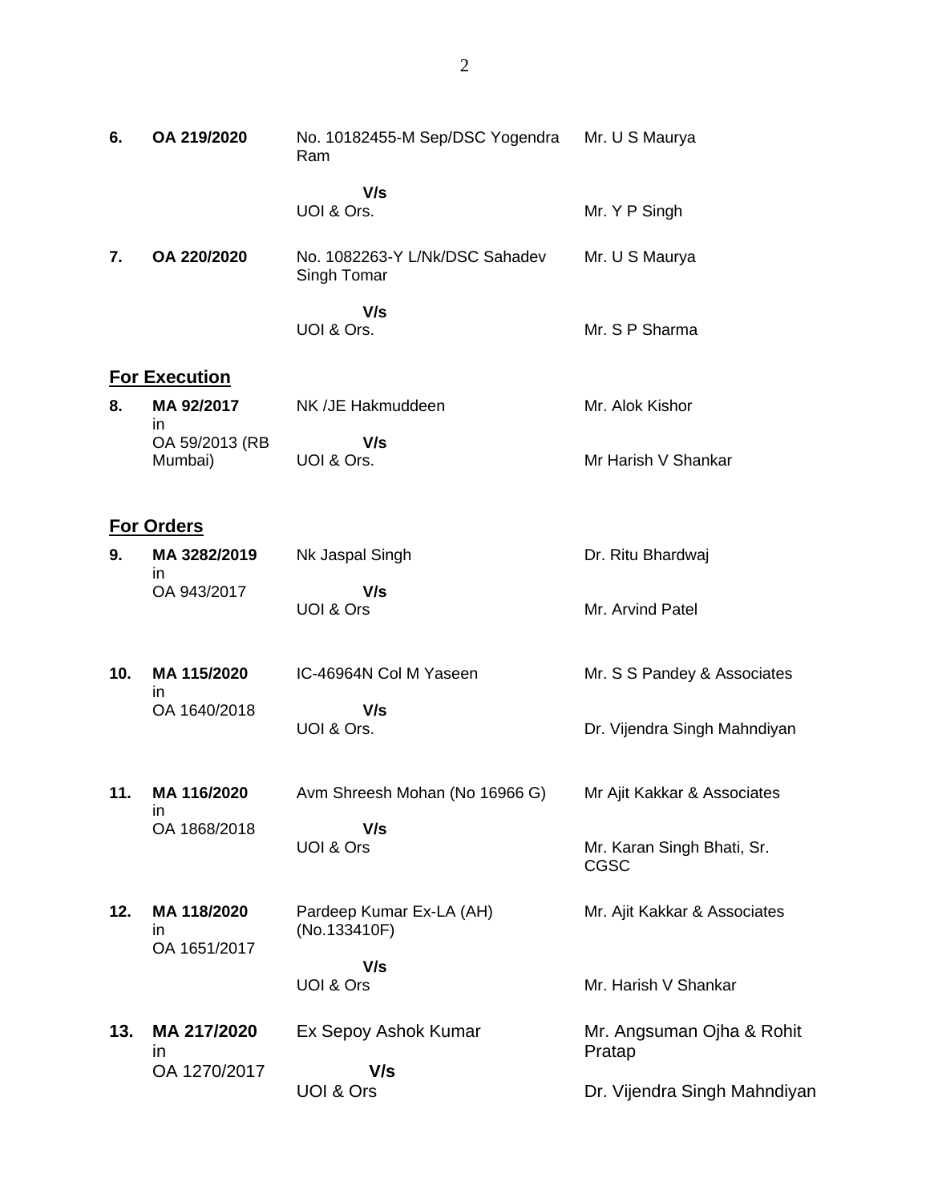| | | | |
|---|---|---|---|
| **6.** | **OA 219/2020** | No. 10182455-M Sep/DSC Yogendra Ram | Mr. U S Maurya |
| | | **V/s** | |
| | | UOI & Ors. | Mr. Y P Singh |
| **7.** | **OA 220/2020** | No. 1082263-Y L/Nk/DSC Sahadev Singh Tomar | Mr. U S Maurya |
| | | **V/s** | |
| | | UOI & Ors. | Mr. S P Sharma |

## For Execution

| | | | |
|---|---|---|---|
| **8.** | **MA 92/2017** in OA 59/2013 (RB Mumbai) | NK /JE Hakmuddeen | Mr. Alok Kishor |
| | | **V/s** | |
| | | UOI & Ors. | Mr Harish V Shankar |

## For Orders

| | | | |
|---|---|---|---|
| **9.** | **MA 3282/2019** in OA 943/2017 | Nk Jaspal Singh | Dr. Ritu Bhardwaj |
| | | **V/s** | |
| | | UOI & Ors | Mr. Arvind Patel |
| **10.** | **MA 115/2020** in OA 1640/2018 | IC-46964N Col M Yaseen | Mr. S S Pandey & Associates |
| | | **V/s** | |
| | | UOI & Ors. | Dr. Vijendra Singh Mahndiyan |
| **11.** | **MA 116/2020** in OA 1868/2018 | Avm Shreesh Mohan (No 16966 G) | Mr Ajit Kakkar & Associates |
| | | **V/s** | |
| | | UOI & Ors | Mr. Karan Singh Bhati, Sr. CGSC |
| **12.** | **MA 118/2020** in OA 1651/2017 | Pardeep Kumar Ex-LA (AH) (No.133410F) | Mr. Ajit Kakkar & Associates |
| | | **V/s** | |
| | | UOI & Ors | Mr. Harish V Shankar |
| **13.** | **MA 217/2020** in OA 1270/2017 | Ex Sepoy Ashok Kumar | Mr. Angsuman Ojha & Rohit Pratap |
| | | **V/s** | |
| | | UOI & Ors | Dr. Vijendra Singh Mahndiyan |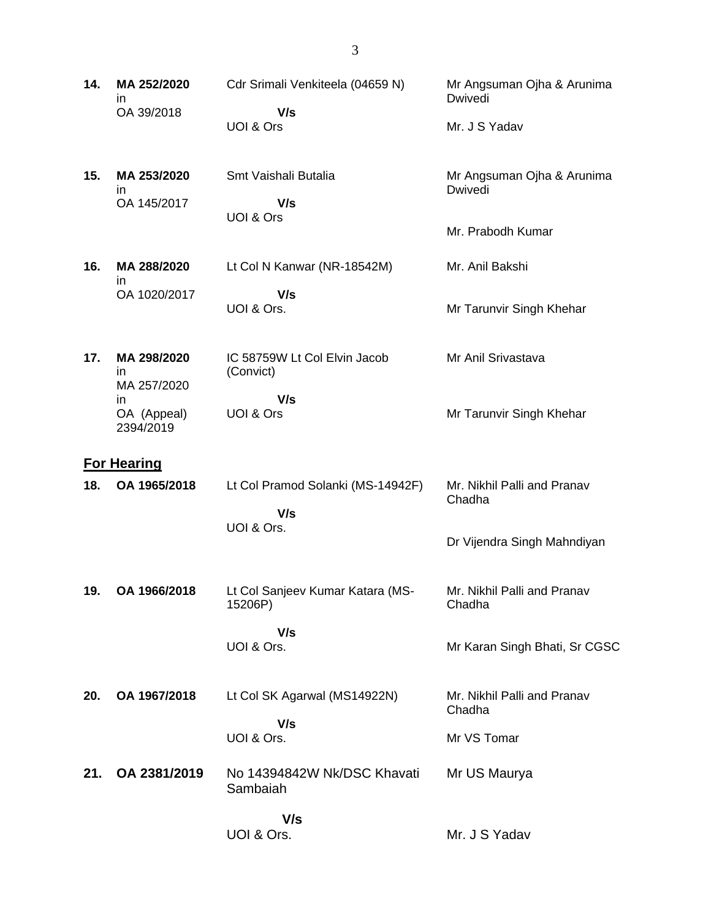| | | | |
|---|---|---|---|
| **14.** | **MA 252/2020** in OA 39/2018 | Cdr Srimali Venkiteela (04659 N) **V/s** UOI & Ors | Mr Angsuman Ojha & Arunima Dwivedi<br><br>Mr. J S Yadav |
| **15.** | **MA 253/2020** in OA 145/2017 | Smt Vaishali Butalia **V/s** UOI & Ors | Mr Angsuman Ojha & Arunima Dwivedi<br><br>Mr. Prabodh Kumar |
| **16.** | **MA 288/2020** in OA 1020/2017 | Lt Col N Kanwar (NR-18542M) **V/s** UOI & Ors. | Mr. Anil Bakshi<br><br>Mr Tarunvir Singh Khehar |
| **17.** | **MA 298/2020** in MA 257/2020 in OA (Appeal) 2394/2019 | IC 58759W Lt Col Elvin Jacob (Convict) **V/s** UOI & Ors | Mr Anil Srivastava<br><br>Mr Tarunvir Singh Khehar |

## For Hearing

| | | | |
|---|---|---|---|
| **18.** | **OA 1965/2018** | Lt Col Pramod Solanki (MS-14942F) **V/s** UOI & Ors. | Mr. Nikhil Palli and Pranav Chadha<br><br>Dr Vijendra Singh Mahndiyan |
| **19.** | **OA 1966/2018** | Lt Col Sanjeev Kumar Katara (MS-15206P) **V/s** UOI & Ors. | Mr. Nikhil Palli and Pranav Chadha<br><br>Mr Karan Singh Bhati, Sr CGSC |
| **20.** | **OA 1967/2018** | Lt Col SK Agarwal (MS14922N) **V/s** UOI & Ors. | Mr. Nikhil Palli and Pranav Chadha<br><br>Mr VS Tomar |
| **21.** | **OA 2381/2019** | No 14394842W Nk/DSC Khavati Sambaiah **V/s** UOI & Ors. | Mr US Maurya<br><br>Mr. J S Yadav |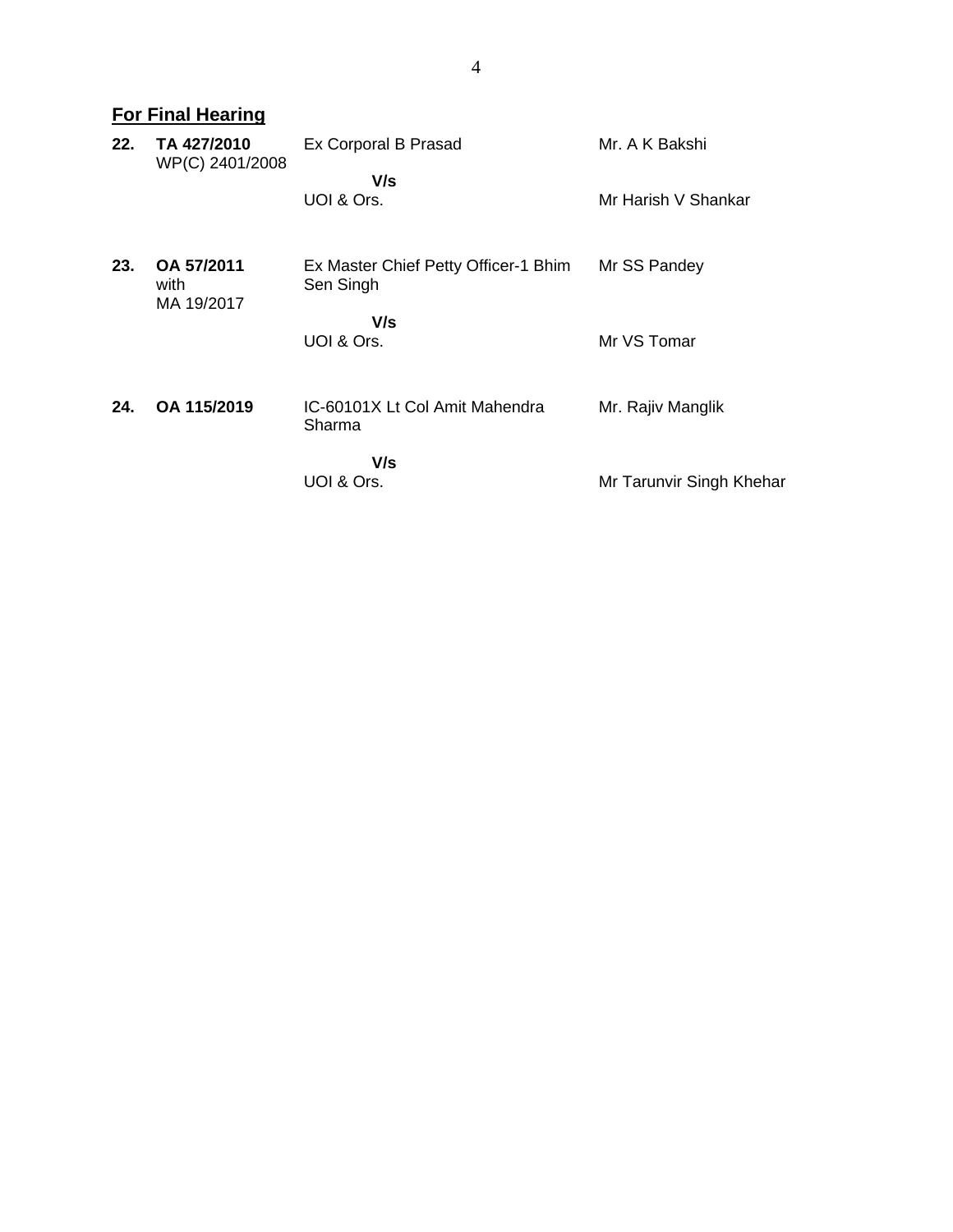## For Final Hearing

| | | | |
|---|---|---|---|
| **22.** | **TA 427/2010** WP(C) 2401/2008 | Ex Corporal B Prasad | Mr. A K Bakshi |
| | | **V/s** UOI & Ors. | Mr Harish V Shankar |
| **23.** | **OA 57/2011** with MA 19/2017 | Ex Master Chief Petty Officer-1 Bhim Sen Singh | Mr SS Pandey |
| | | **V/s** UOI & Ors. | Mr VS Tomar |
| **24.** | **OA 115/2019** | IC-60101X Lt Col Amit Mahendra Sharma | Mr. Rajiv Manglik |
| | | **V/s** UOI & Ors. | Mr Tarunvir Singh Khehar |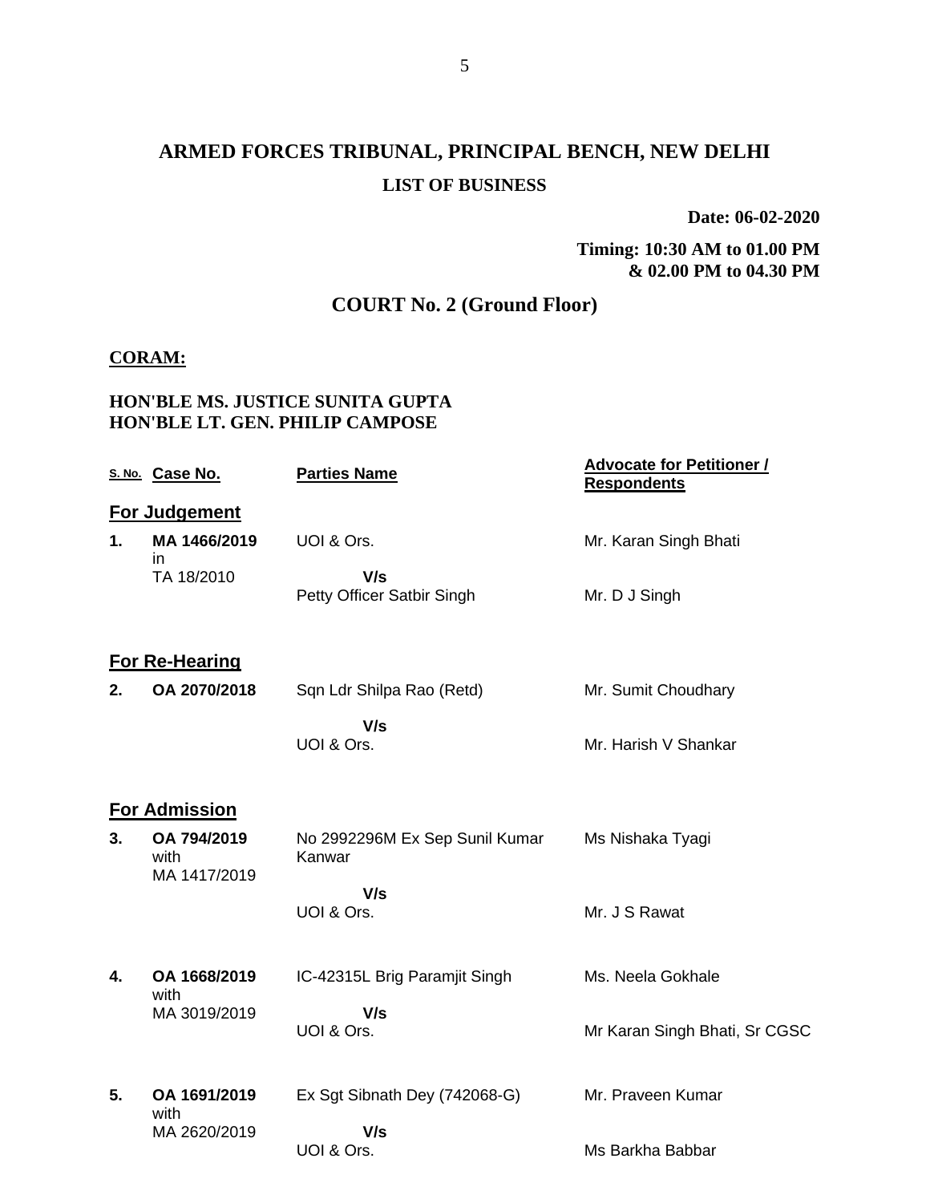# ARMED FORCES TRIBUNAL, PRINCIPAL BENCH, NEW DELHI

## LIST OF BUSINESS

**Date: 06-02-2020**

**Timing: 10:30 AM to 01.00 PM & 02.00 PM to 04.30 PM**

## COURT No. 2 (Ground Floor)

**CORAM:**

**HON'BLE MS. JUSTICE SUNITA GUPTA**
**HON'BLE LT. GEN. PHILIP CAMPOSE**

| S. No. | Case No. | Parties Name | Advocate for Petitioner / Respondents |
|---|---|---|---|
| **For Judgement** | | | |
| **1.** | **MA 1466/2019** in TA 18/2010 | UOI & Ors. **V/s** Petty Officer Satbir Singh | Mr. Karan Singh Bhati / Mr. D J Singh |
| **For Re-Hearing** | | | |
| **2.** | **OA 2070/2018** | Sqn Ldr Shilpa Rao (Retd) **V/s** UOI & Ors. | Mr. Sumit Choudhary / Mr. Harish V Shankar |
| **For Admission** | | | |
| **3.** | **OA 794/2019** with MA 1417/2019 | No 2992296M Ex Sep Sunil Kumar Kanwar **V/s** UOI & Ors. | Ms Nishaka Tyagi / Mr. J S Rawat |
| **4.** | **OA 1668/2019** with MA 3019/2019 | IC-42315L Brig Paramjit Singh **V/s** UOI & Ors. | Ms. Neela Gokhale / Mr Karan Singh Bhati, Sr CGSC |
| **5.** | **OA 1691/2019** with MA 2620/2019 | Ex Sgt Sibnath Dey (742068-G) **V/s** UOI & Ors. | Mr. Praveen Kumar / Ms Barkha Babbar |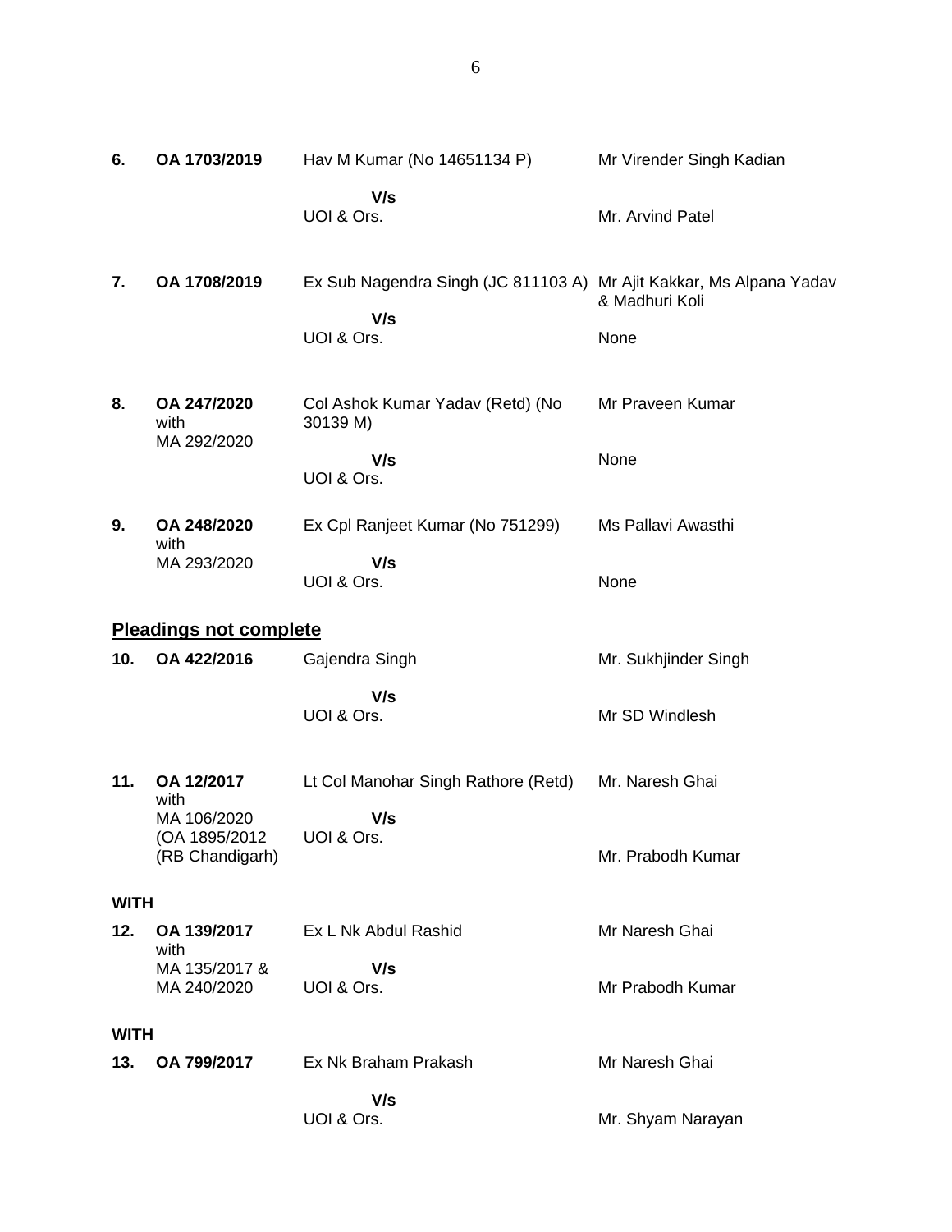| | | | |
|---|---|---|---|
| **6.** | **OA 1703/2019** | Hav M Kumar (No 14651134 P) | Mr Virender Singh Kadian |
| | | **V/s** | |
| | | UOI & Ors. | Mr. Arvind Patel |
| **7.** | **OA 1708/2019** | Ex Sub Nagendra Singh (JC 811103 A) | Mr Ajit Kakkar, Ms Alpana Yadav & Madhuri Koli |
| | | **V/s** | |
| | | UOI & Ors. | None |
| **8.** | **OA 247/2020** with MA 292/2020 | Col Ashok Kumar Yadav (Retd) (No 30139 M) | Mr Praveen Kumar |
| | | **V/s** | None |
| | | UOI & Ors. | |
| **9.** | **OA 248/2020** with MA 293/2020 | Ex Cpl Ranjeet Kumar (No 751299) | Ms Pallavi Awasthi |
| | | **V/s** | |
| | | UOI & Ors. | None |

**Pleadings not complete**

| | | | |
|---|---|---|---|
| **10.** | **OA 422/2016** | Gajendra Singh | Mr. Sukhjinder Singh |
| | | **V/s** | |
| | | UOI & Ors. | Mr SD Windlesh |
| **11.** | **OA 12/2017** with MA 106/2020 (OA 1895/2012 (RB Chandigarh) | Lt Col Manohar Singh Rathore (Retd) | Mr. Naresh Ghai |
| | | **V/s** | |
| | | UOI & Ors. | Mr. Prabodh Kumar |
| **WITH** | | | |
| **12.** | **OA 139/2017** with MA 135/2017 & MA 240/2020 | Ex L Nk Abdul Rashid | Mr Naresh Ghai |
| | | **V/s** | |
| | | UOI & Ors. | Mr Prabodh Kumar |
| **WITH** | | | |
| **13.** | **OA 799/2017** | Ex Nk Braham Prakash | Mr Naresh Ghai |
| | | **V/s** | |
| | | UOI & Ors. | Mr. Shyam Narayan |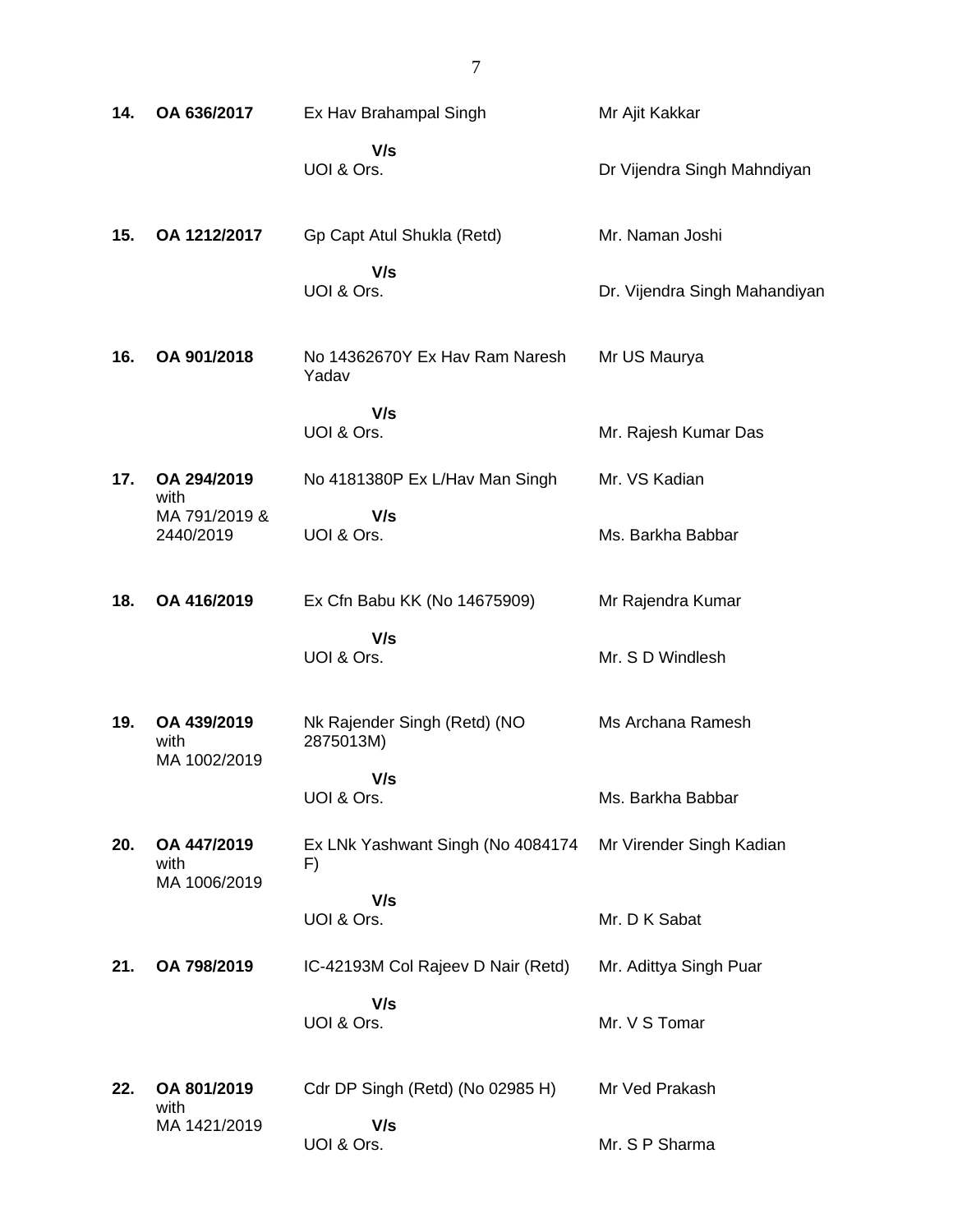| | | | |
|---|---|---|---|
| **14.** | **OA 636/2017** | Ex Hav Brahampal Singh<br>**V/s**<br>UOI & Ors. | Mr Ajit Kakkar<br><br>Dr Vijendra Singh Mahndiyan |
| **15.** | **OA 1212/2017** | Gp Capt Atul Shukla (Retd)<br>**V/s**<br>UOI & Ors. | Mr. Naman Joshi<br><br>Dr. Vijendra Singh Mahandiyan |
| **16.** | **OA 901/2018** | No 14362670Y Ex Hav Ram Naresh Yadav<br>**V/s**<br>UOI & Ors. | Mr US Maurya<br><br>Mr. Rajesh Kumar Das |
| **17.** | **OA 294/2019** with MA 791/2019 & 2440/2019 | No 4181380P Ex L/Hav Man Singh<br>**V/s**<br>UOI & Ors. | Mr. VS Kadian<br><br>Ms. Barkha Babbar |
| **18.** | **OA 416/2019** | Ex Cfn Babu KK (No 14675909)<br>**V/s**<br>UOI & Ors. | Mr Rajendra Kumar<br><br>Mr. S D Windlesh |
| **19.** | **OA 439/2019** with MA 1002/2019 | Nk Rajender Singh (Retd) (NO 2875013M)<br>**V/s**<br>UOI & Ors. | Ms Archana Ramesh<br><br>Ms. Barkha Babbar |
| **20.** | **OA 447/2019** with MA 1006/2019 | Ex LNk Yashwant Singh (No 4084174 F)<br>**V/s**<br>UOI & Ors. | Mr Virender Singh Kadian<br><br>Mr. D K Sabat |
| **21.** | **OA 798/2019** | IC-42193M Col Rajeev D Nair (Retd)<br>**V/s**<br>UOI & Ors. | Mr. Adittya Singh Puar<br><br>Mr. V S Tomar |
| **22.** | **OA 801/2019** with MA 1421/2019 | Cdr DP Singh (Retd) (No 02985 H)<br>**V/s**<br>UOI & Ors. | Mr Ved Prakash<br><br>Mr. S P Sharma |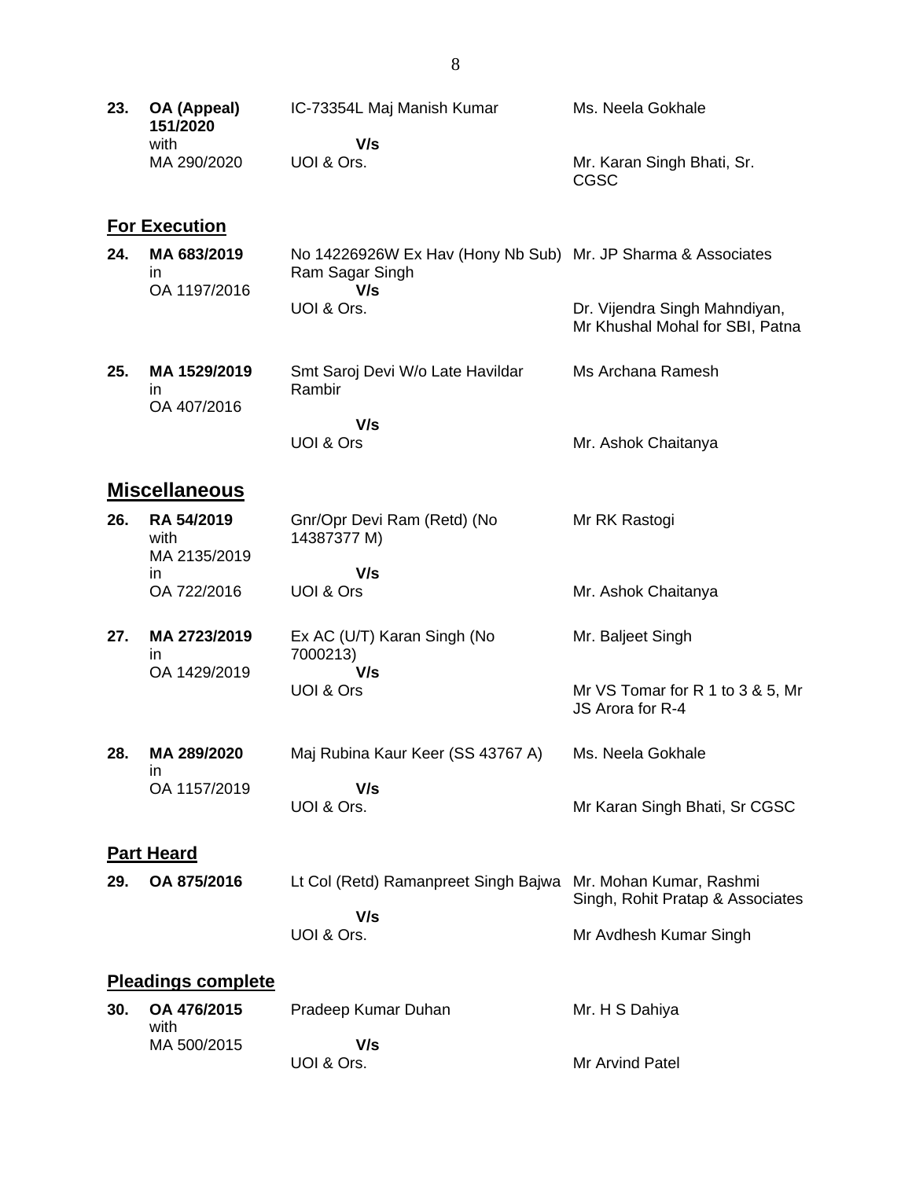| | | | |
|---|---|---|---|
| **23.** | **OA (Appeal) 151/2020** with MA 290/2020 | IC-73354L Maj Manish Kumar **V/s** UOI & Ors. | Ms. Neela Gokhale<br><br>Mr. Karan Singh Bhati, Sr. CGSC |

## For Execution

| | | | |
|---|---|---|---|
| **24.** | **MA 683/2019** in OA 1197/2016 | No 14226926W Ex Hav (Hony Nb Sub) Ram Sagar Singh **V/s** UOI & Ors. | Mr. JP Sharma & Associates<br><br>Dr. Vijendra Singh Mahndiyan, Mr Khushal Mohal for SBI, Patna |
| **25.** | **MA 1529/2019** in OA 407/2016 | Smt Saroj Devi W/o Late Havildar Rambir **V/s** UOI & Ors | Ms Archana Ramesh<br><br>Mr. Ashok Chaitanya |

## Miscellaneous

| | | | |
|---|---|---|---|
| **26.** | **RA 54/2019** with MA 2135/2019 in OA 722/2016 | Gnr/Opr Devi Ram (Retd) (No 14387377 M) **V/s** UOI & Ors | Mr RK Rastogi<br><br>Mr. Ashok Chaitanya |
| **27.** | **MA 2723/2019** in OA 1429/2019 | Ex AC (U/T) Karan Singh (No 7000213) **V/s** UOI & Ors | Mr. Baljeet Singh<br><br>Mr VS Tomar for R 1 to 3 & 5, Mr JS Arora for R-4 |
| **28.** | **MA 289/2020** in OA 1157/2019 | Maj Rubina Kaur Keer (SS 43767 A) **V/s** UOI & Ors. | Ms. Neela Gokhale<br><br>Mr Karan Singh Bhati, Sr CGSC |

## Part Heard

| | | | |
|---|---|---|---|
| **29.** | **OA 875/2016** | Lt Col (Retd) Ramanpreet Singh Bajwa **V/s** UOI & Ors. | Mr. Mohan Kumar, Rashmi Singh, Rohit Pratap & Associates<br><br>Mr Avdhesh Kumar Singh |

## Pleadings complete

| | | | |
|---|---|---|---|
| **30.** | **OA 476/2015** with MA 500/2015 | Pradeep Kumar Duhan **V/s** UOI & Ors. | Mr. H S Dahiya<br><br>Mr Arvind Patel |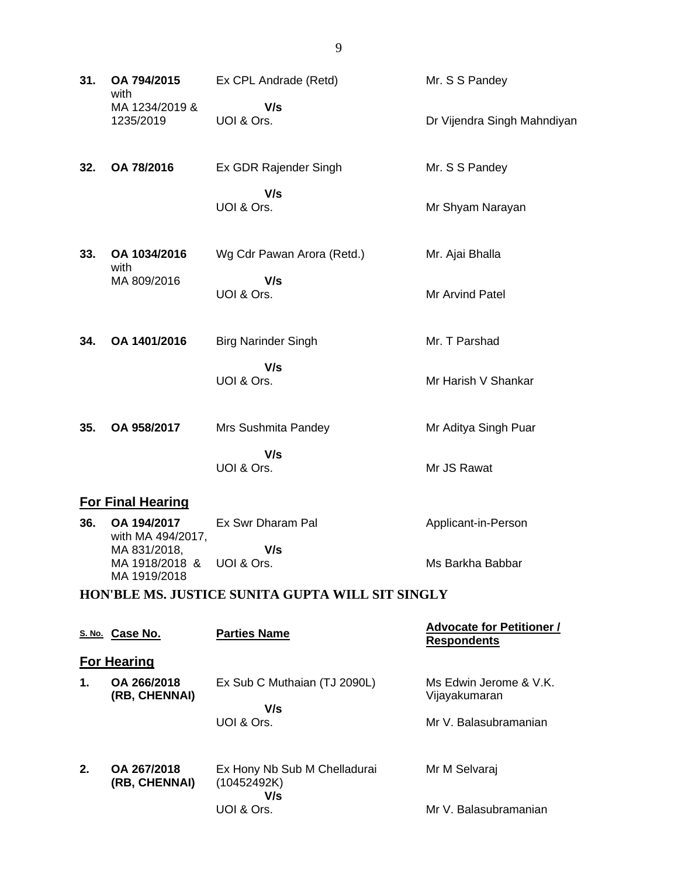| | | | |
|---|---|---|---|
| **31.** | **OA 794/2015** with MA 1234/2019 & 1235/2019 | Ex CPL Andrade (Retd) **V/s** UOI & Ors. | Mr. S S Pandey<br><br>Dr Vijendra Singh Mahndiyan |
| **32.** | **OA 78/2016** | Ex GDR Rajender Singh **V/s** UOI & Ors. | Mr. S S Pandey<br><br>Mr Shyam Narayan |
| **33.** | **OA 1034/2016** with MA 809/2016 | Wg Cdr Pawan Arora (Retd.) **V/s** UOI & Ors. | Mr. Ajai Bhalla<br><br>Mr Arvind Patel |
| **34.** | **OA 1401/2016** | Birg Narinder Singh **V/s** UOI & Ors. | Mr. T Parshad<br><br>Mr Harish V Shankar |
| **35.** | **OA 958/2017** | Mrs Sushmita Pandey **V/s** UOI & Ors. | Mr Aditya Singh Puar<br><br>Mr JS Rawat |

**For Final Hearing**

| | | | |
|---|---|---|---|
| **36.** | **OA 194/2017** with MA 494/2017, MA 831/2018, MA 1918/2018 & MA 1919/2018 | Ex Swr Dharam Pal **V/s** UOI & Ors. | Applicant-in-Person<br><br>Ms Barkha Babbar |

## HON'BLE MS. JUSTICE SUNITA GUPTA WILL SIT SINGLY

| S. No. | Case No. | Parties Name | Advocate for Petitioner / Respondents |
|---|---|---|---|
| | **For Hearing** | | |
| **1.** | **OA 266/2018 (RB, CHENNAI)** | Ex Sub C Muthaian (TJ 2090L) **V/s** UOI & Ors. | Ms Edwin Jerome & V.K. Vijayakumaran<br><br>Mr V. Balasubramanian |
| **2.** | **OA 267/2018 (RB, CHENNAI)** | Ex Hony Nb Sub M Chelladurai (10452492K) **V/s** UOI & Ors. | Mr M Selvaraj<br><br>Mr V. Balasubramanian |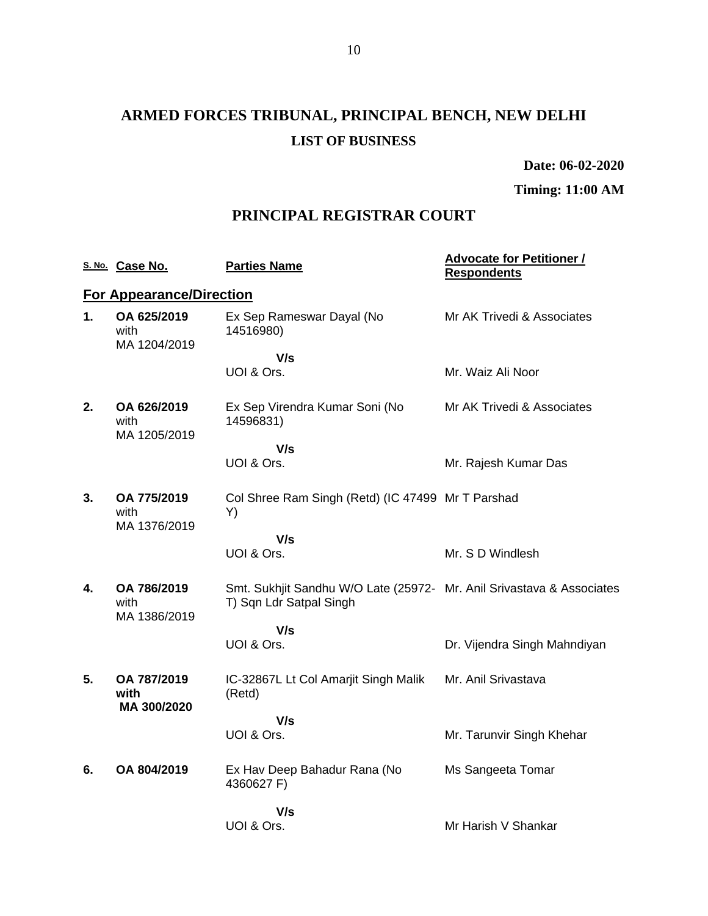# ARMED FORCES TRIBUNAL, PRINCIPAL BENCH, NEW DELHI

## LIST OF BUSINESS

**Date: 06-02-2020**

**Timing: 11:00 AM**

## PRINCIPAL REGISTRAR COURT

| S. No. | Case No. | Parties Name | Advocate for Petitioner / Respondents |
|---|---|---|---|
| **For Appearance/Direction** | | | |
| **1.** | **OA 625/2019** with MA 1204/2019 | Ex Sep Rameswar Dayal (No 14516980) | Mr AK Trivedi & Associates |
| | | **V/s** UOI & Ors. | Mr. Waiz Ali Noor |
| **2.** | **OA 626/2019** with MA 1205/2019 | Ex Sep Virendra Kumar Soni (No 14596831) | Mr AK Trivedi & Associates |
| | | **V/s** UOI & Ors. | Mr. Rajesh Kumar Das |
| **3.** | **OA 775/2019** with MA 1376/2019 | Col Shree Ram Singh (Retd) (IC 47499 Y) | Mr T Parshad |
| | | **V/s** UOI & Ors. | Mr. S D Windlesh |
| **4.** | **OA 786/2019** with MA 1386/2019 | Smt. Sukhjit Sandhu W/O Late (25972-T) Sqn Ldr Satpal Singh | Mr. Anil Srivastava & Associates |
| | | **V/s** UOI & Ors. | Dr. Vijendra Singh Mahndiyan |
| **5.** | **OA 787/2019 with MA 300/2020** | IC-32867L Lt Col Amarjit Singh Malik (Retd) | Mr. Anil Srivastava |
| | | **V/s** UOI & Ors. | Mr. Tarunvir Singh Khehar |
| **6.** | **OA 804/2019** | Ex Hav Deep Bahadur Rana (No 4360627 F) | Ms Sangeeta Tomar |
| | | **V/s** UOI & Ors. | Mr Harish V Shankar |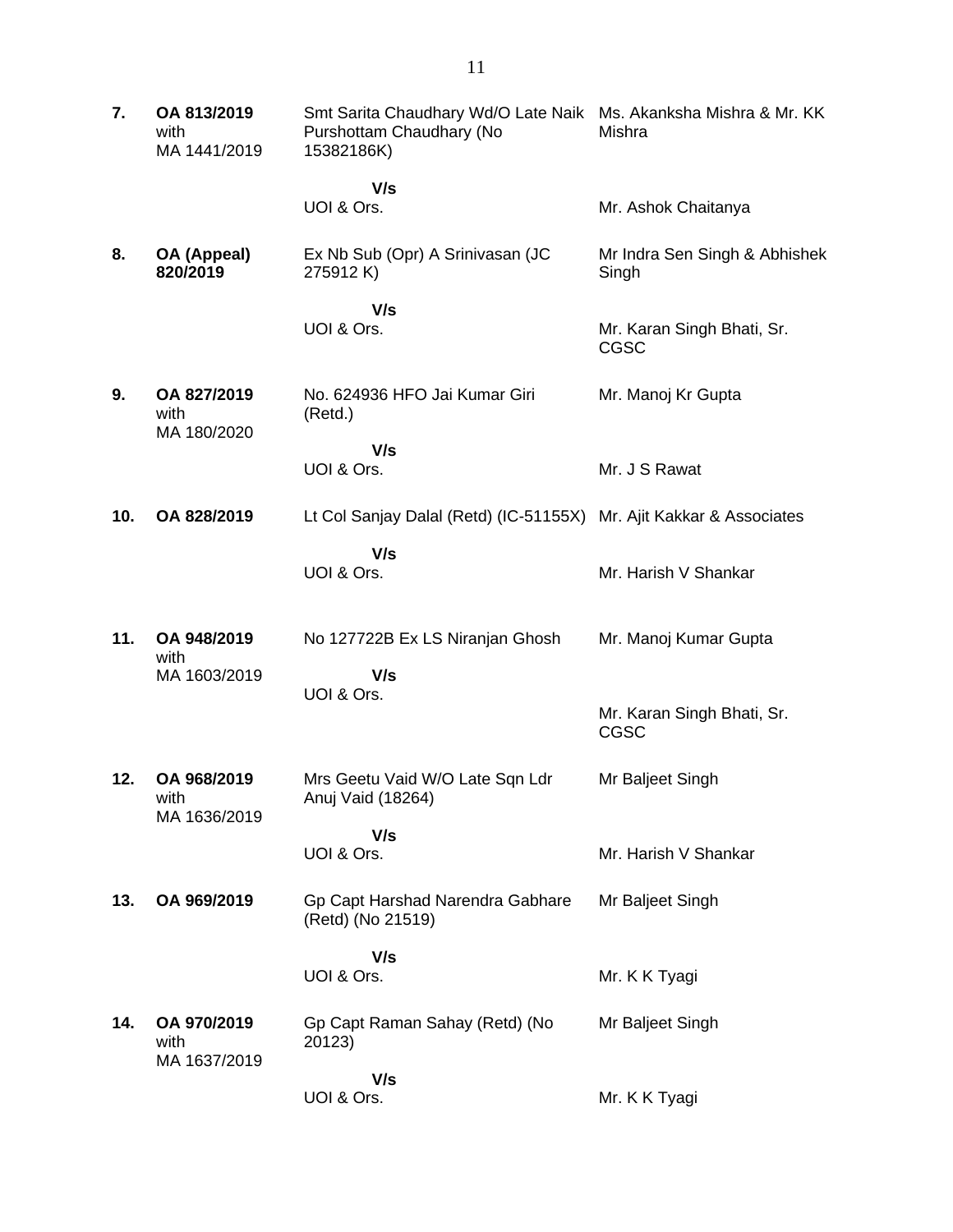| | | | |
|---|---|---|---|
| **7.** | **OA 813/2019** with MA 1441/2019 | Smt Sarita Chaudhary Wd/O Late Naik Purshottam Chaudhary (No 15382186K)<br><br>**V/s**<br>UOI & Ors. | Ms. Akanksha Mishra & Mr. KK Mishra<br><br>Mr. Ashok Chaitanya |
| **8.** | **OA (Appeal) 820/2019** | Ex Nb Sub (Opr) A Srinivasan (JC 275912 K)<br><br>**V/s**<br>UOI & Ors. | Mr Indra Sen Singh & Abhishek Singh<br><br>Mr. Karan Singh Bhati, Sr. CGSC |
| **9.** | **OA 827/2019** with MA 180/2020 | No. 624936 HFO Jai Kumar Giri (Retd.)<br><br>**V/s**<br>UOI & Ors. | Mr. Manoj Kr Gupta<br><br>Mr. J S Rawat |
| **10.** | **OA 828/2019** | Lt Col Sanjay Dalal (Retd) (IC-51155X)<br><br>**V/s**<br>UOI & Ors. | Mr. Ajit Kakkar & Associates<br><br>Mr. Harish V Shankar |
| **11.** | **OA 948/2019** with MA 1603/2019 | No 127722B Ex LS Niranjan Ghosh<br><br>**V/s**<br>UOI & Ors. | Mr. Manoj Kumar Gupta<br><br>Mr. Karan Singh Bhati, Sr. CGSC |
| **12.** | **OA 968/2019** with MA 1636/2019 | Mrs Geetu Vaid W/O Late Sqn Ldr Anuj Vaid (18264)<br><br>**V/s**<br>UOI & Ors. | Mr Baljeet Singh<br><br>Mr. Harish V Shankar |
| **13.** | **OA 969/2019** | Gp Capt Harshad Narendra Gabhare (Retd) (No 21519)<br><br>**V/s**<br>UOI & Ors. | Mr Baljeet Singh<br><br>Mr. K K Tyagi |
| **14.** | **OA 970/2019** with MA 1637/2019 | Gp Capt Raman Sahay (Retd) (No 20123)<br><br>**V/s**<br>UOI & Ors. | Mr Baljeet Singh<br><br>Mr. K K Tyagi |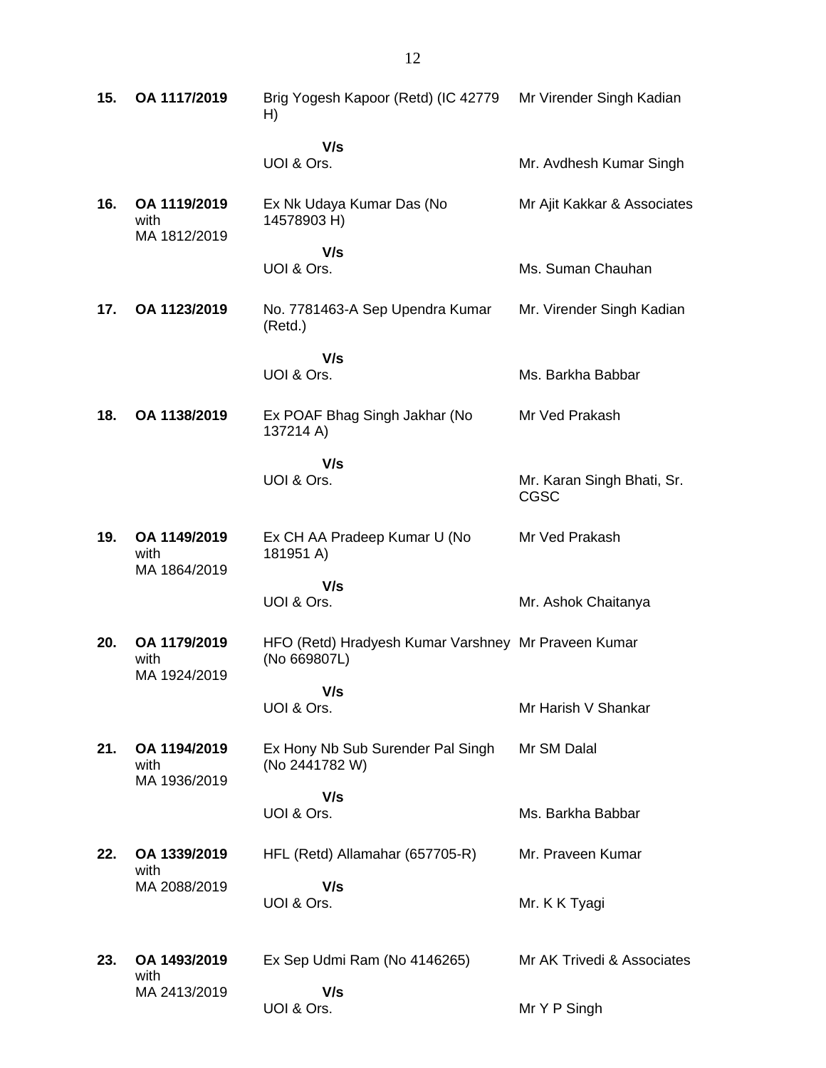| | | | |
|---|---|---|---|
| **15.** | **OA 1117/2019** | Brig Yogesh Kapoor (Retd) (IC 42779 H)<br><br>**V/s**<br>UOI & Ors. | Mr Virender Singh Kadian<br><br><br>Mr. Avdhesh Kumar Singh |
| **16.** | **OA 1119/2019** with MA 1812/2019 | Ex Nk Udaya Kumar Das (No 14578903 H)<br><br>**V/s**<br>UOI & Ors. | Mr Ajit Kakkar & Associates<br><br><br>Ms. Suman Chauhan |
| **17.** | **OA 1123/2019** | No. 7781463-A Sep Upendra Kumar (Retd.)<br><br>**V/s**<br>UOI & Ors. | Mr. Virender Singh Kadian<br><br><br>Ms. Barkha Babbar |
| **18.** | **OA 1138/2019** | Ex POAF Bhag Singh Jakhar (No 137214 A)<br><br>**V/s**<br>UOI & Ors. | Mr Ved Prakash<br><br><br>Mr. Karan Singh Bhati, Sr. CGSC |
| **19.** | **OA 1149/2019** with MA 1864/2019 | Ex CH AA Pradeep Kumar U (No 181951 A)<br><br>**V/s**<br>UOI & Ors. | Mr Ved Prakash<br><br><br>Mr. Ashok Chaitanya |
| **20.** | **OA 1179/2019** with MA 1924/2019 | HFO (Retd) Hradyesh Kumar Varshney (No 669807L)<br><br>**V/s**<br>UOI & Ors. | Mr Praveen Kumar<br><br><br>Mr Harish V Shankar |
| **21.** | **OA 1194/2019** with MA 1936/2019 | Ex Hony Nb Sub Surender Pal Singh (No 2441782 W)<br><br>**V/s**<br>UOI & Ors. | Mr SM Dalal<br><br><br>Ms. Barkha Babbar |
| **22.** | **OA 1339/2019** with MA 2088/2019 | HFL (Retd) Allamahar (657705-R)<br><br>**V/s**<br>UOI & Ors. | Mr. Praveen Kumar<br><br><br>Mr. K K Tyagi |
| **23.** | **OA 1493/2019** with MA 2413/2019 | Ex Sep Udmi Ram (No 4146265)<br><br>**V/s**<br>UOI & Ors. | Mr AK Trivedi & Associates<br><br><br>Mr Y P Singh |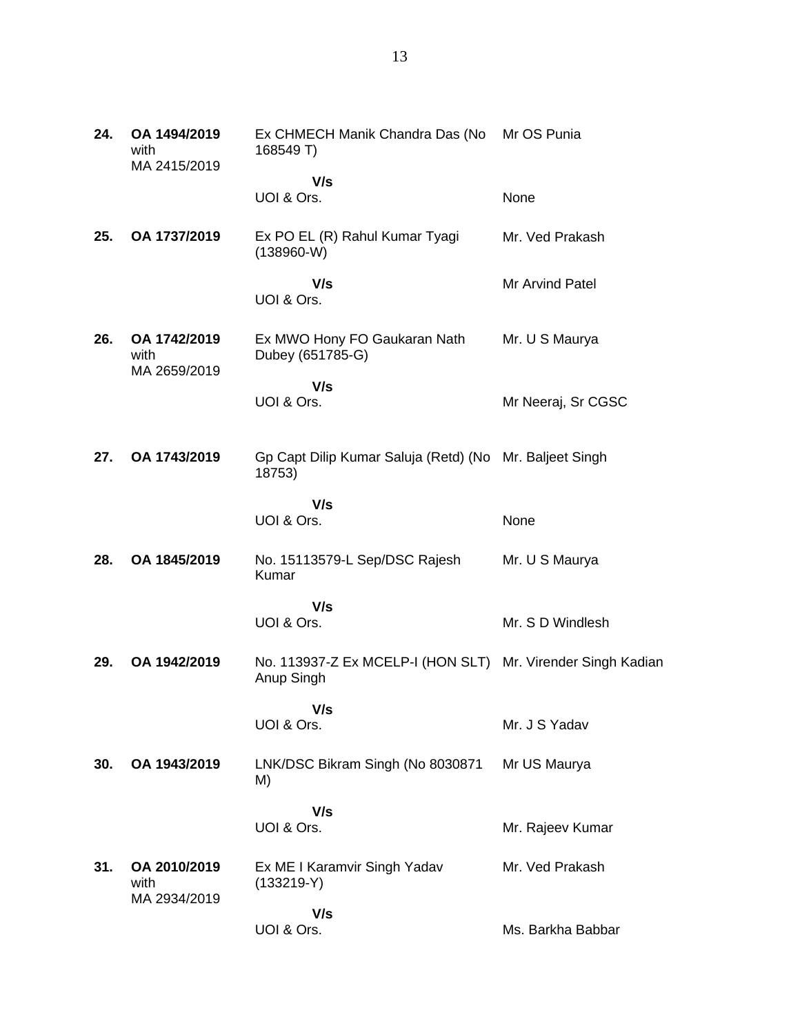| | | | |
|---|---|---|---|
| **24.** | **OA 1494/2019** with MA 2415/2019 | Ex CHMECH Manik Chandra Das (No 168549 T) | Mr OS Punia |
| | | **V/s** UOI & Ors. | None |
| **25.** | **OA 1737/2019** | Ex PO EL (R) Rahul Kumar Tyagi (138960-W) | Mr. Ved Prakash |
| | | **V/s** UOI & Ors. | Mr Arvind Patel |
| **26.** | **OA 1742/2019** with MA 2659/2019 | Ex MWO Hony FO Gaukaran Nath Dubey (651785-G) | Mr. U S Maurya |
| | | **V/s** UOI & Ors. | Mr Neeraj, Sr CGSC |
| **27.** | **OA 1743/2019** | Gp Capt Dilip Kumar Saluja (Retd) (No 18753) | Mr. Baljeet Singh |
| | | **V/s** UOI & Ors. | None |
| **28.** | **OA 1845/2019** | No. 15113579-L Sep/DSC Rajesh Kumar | Mr. U S Maurya |
| | | **V/s** UOI & Ors. | Mr. S D Windlesh |
| **29.** | **OA 1942/2019** | No. 113937-Z Ex MCELP-I (HON SLT) Anup Singh | Mr. Virender Singh Kadian |
| | | **V/s** UOI & Ors. | Mr. J S Yadav |
| **30.** | **OA 1943/2019** | LNK/DSC Bikram Singh (No 8030871 M) | Mr US Maurya |
| | | **V/s** UOI & Ors. | Mr. Rajeev Kumar |
| **31.** | **OA 2010/2019** with MA 2934/2019 | Ex ME I Karamvir Singh Yadav (133219-Y) | Mr. Ved Prakash |
| | | **V/s** UOI & Ors. | Ms. Barkha Babbar |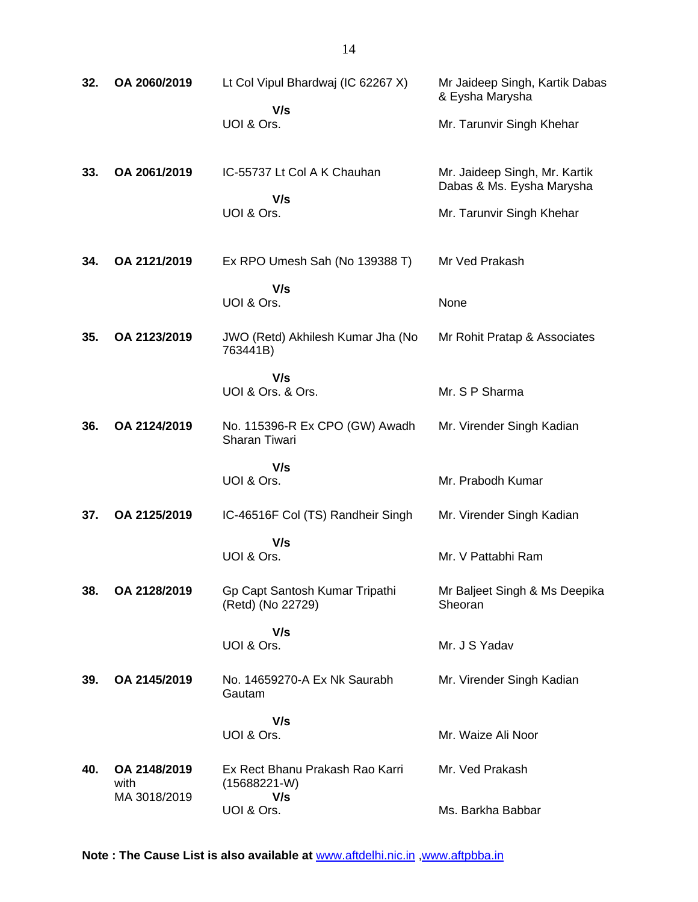| | | | |
|---|---|---|---|
| **32.** | **OA 2060/2019** | Lt Col Vipul Bhardwaj (IC 62267 X)<br>**V/s**<br>UOI & Ors. | Mr Jaideep Singh, Kartik Dabas & Eysha Marysha<br><br>Mr. Tarunvir Singh Khehar |
| **33.** | **OA 2061/2019** | IC-55737 Lt Col A K Chauhan<br>**V/s**<br>UOI & Ors. | Mr. Jaideep Singh, Mr. Kartik Dabas & Ms. Eysha Marysha<br><br>Mr. Tarunvir Singh Khehar |
| **34.** | **OA 2121/2019** | Ex RPO Umesh Sah (No 139388 T)<br>**V/s**<br>UOI & Ors. | Mr Ved Prakash<br><br>None |
| **35.** | **OA 2123/2019** | JWO (Retd) Akhilesh Kumar Jha (No 763441B)<br>**V/s**<br>UOI & Ors. & Ors. | Mr Rohit Pratap & Associates<br><br>Mr. S P Sharma |
| **36.** | **OA 2124/2019** | No. 115396-R Ex CPO (GW) Awadh Sharan Tiwari<br>**V/s**<br>UOI & Ors. | Mr. Virender Singh Kadian<br><br>Mr. Prabodh Kumar |
| **37.** | **OA 2125/2019** | IC-46516F Col (TS) Randheir Singh<br>**V/s**<br>UOI & Ors. | Mr. Virender Singh Kadian<br><br>Mr. V Pattabhi Ram |
| **38.** | **OA 2128/2019** | Gp Capt Santosh Kumar Tripathi (Retd) (No 22729)<br>**V/s**<br>UOI & Ors. | Mr Baljeet Singh & Ms Deepika Sheoran<br><br>Mr. J S Yadav |
| **39.** | **OA 2145/2019** | No. 14659270-A Ex Nk Saurabh Gautam<br>**V/s**<br>UOI & Ors. | Mr. Virender Singh Kadian<br><br>Mr. Waize Ali Noor |
| **40.** | **OA 2148/2019** with MA 3018/2019 | Ex Rect Bhanu Prakash Rao Karri (15688221-W)<br>**V/s**<br>UOI & Ors. | Mr. Ved Prakash<br><br>Ms. Barkha Babbar |

**Note : The Cause List is also available at** www.aftdelhi.nic.in ,www.aftpbba.in